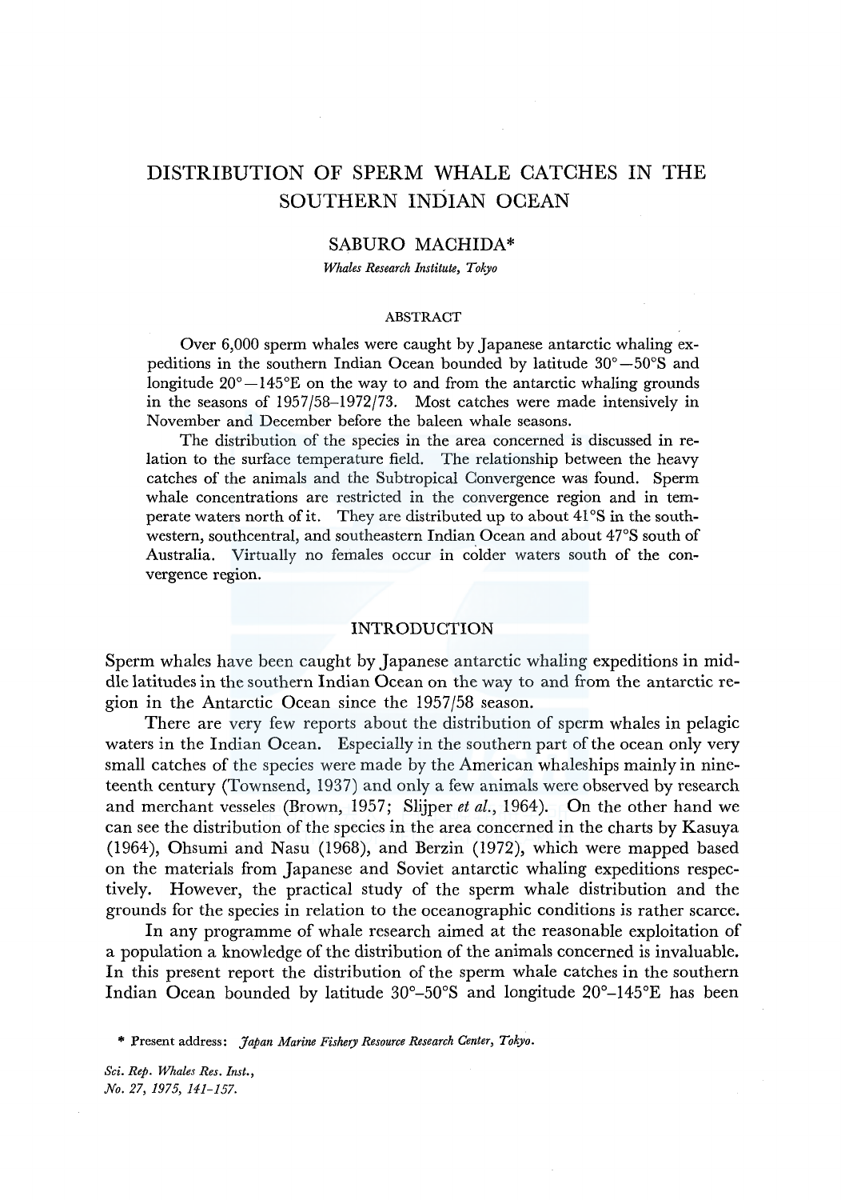# DISTRIBUTION OF SPERM WHALE CATCHES IN THE SOUTHERN INDIAN OCEAN

## SABURO MACHIDA*

*Whales Research Institute, Tokyo*

### ABSTRACT

Over 6,000 sperm whales were caught by Japanese antarctic whaling expeditions in the southern Indian Ocean bounded by latitude 30°—50°S and longitude 20°—145°E on the way to and from the antarctic whaling grounds in the seasons of 1957/58–1972/73. Most catches were made intensively in November and December before the baleen whale seasons.

The distribution of the species in the area concerned is discussed in relation to the surface temperature field. The relationship between the heavy catches of the animals and the Subtropical Convergence was found. Sperm whale concentrations are restricted in the convergence region and in temperate waters north of it. They are distributed up to about 41°S in the southwestern, southcentral, and southeastern Indian Ocean and about 47°S south of Australia. Virtually no females occur in colder waters south of the convergence region.

### INTRODUCTION

Sperm whales have been caught by Japanese antarctic whaling expeditions in middle latitudes in the southern Indian Ocean on the way to and from the antarctic region in the Antarctic Ocean since the 1957/58 season.

There are very few reports about the distribution of sperm whales in pelagic waters in the Indian Ocean. Especially in the southern part of the ocean only very small catches of the species were made by the American whaleships mainly in nineteenth century (Townsend, 1937) and only a few animals were observed by research and merchant vesseles (Brown, 1957; Slijper *et al.*, 1964). On the other hand we can see the distribution of the species in the area concerned in the charts by Kasuya (1964), Ohsumi and Nasu (1968), and Berzin (1972), which were mapped based on the materials from Japanese and Soviet antarctic whaling expeditions respectively. However, the practical study of the sperm whale distribution and the grounds for the species in relation to the oceanographic conditions is rather scarce.

In any programme of whale research aimed at the reasonable exploitation of a population a knowledge of the distribution of the animals concerned is invaluable. In this present report the distribution of the sperm whale catches in the southern Indian Ocean bounded by latitude 30°–50°S and longitude 20°–145°E has been

\* Present address: *Japan Marine Fishery Resource Research Center, Tokyo.*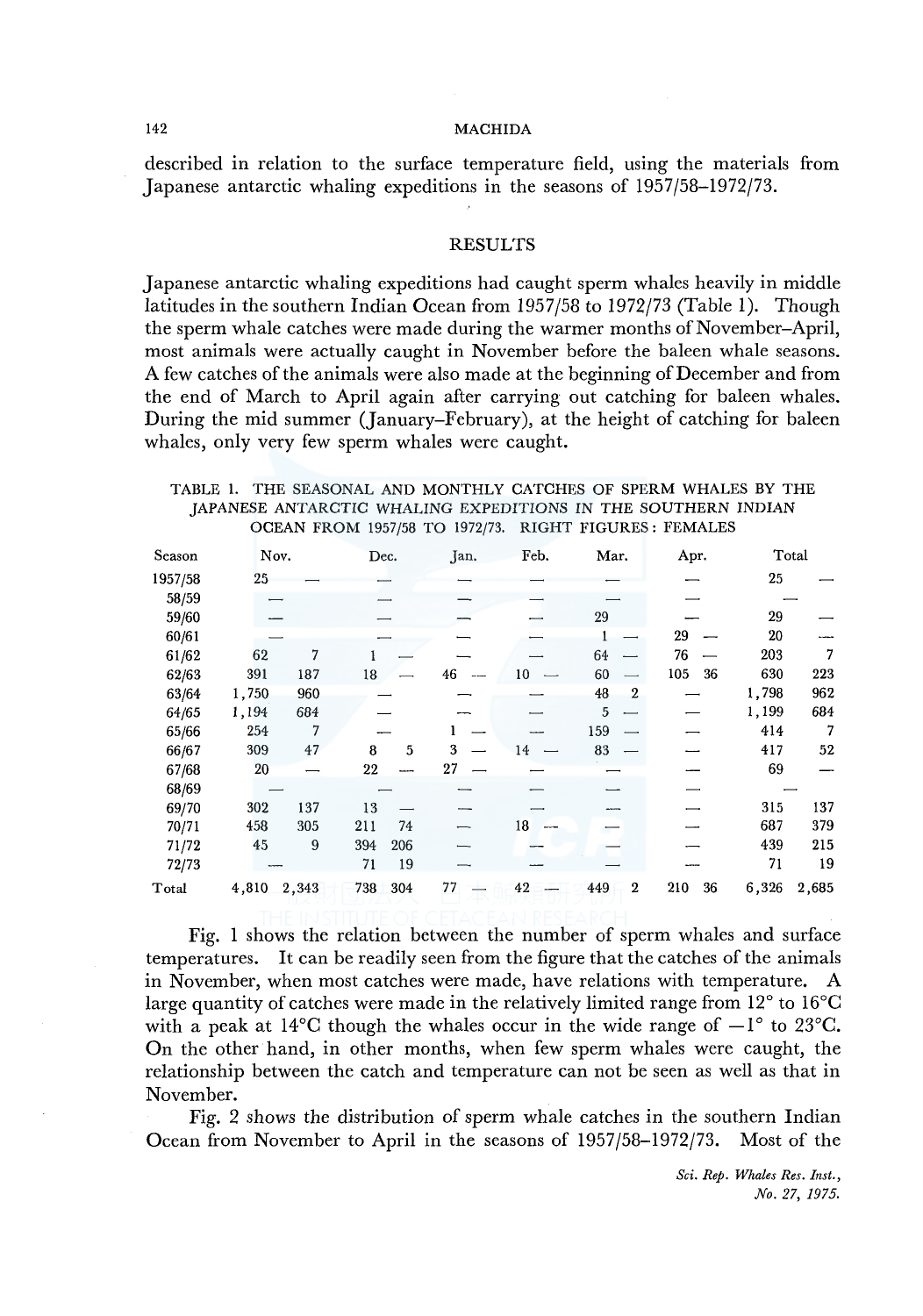described in relation to the surface temperature field, using the materials from Japanese antarctic whaling expeditions in the seasons of 1957/58–1972/73.

## RESULTS

Japanese antarctic whaling expeditions had caught sperm whales heavily in middle latitudes in the southern Indian Ocean from 1957/58 to 1972/73 (Table 1). Though the sperm whale catches were made during the warmer months of November–April, most animals were actually caught in November before the baleen whale seasons. A few catches of the animals were also made at the beginning of December and from the end of March to April again after carrying out catching for baleen whales. During the mid summer (January–February), at the height of catching for baleen whales, only very few sperm whales were caught.

TABLE 1. THE SEASONAL AND MONTHLY CATCHES OF SPERM WHALES BY THE JAPANESE ANTARCTIC WHALING EXPEDITIONS IN THE SOUTHERN INDIAN OCEAN FROM 1957/58 TO 1972/73. RIGHT FIGURES: FEMALES

| Season | Nov. | | Dec. | | Jan. | | Feb. | | Mar. | | Apr. | | Total | |
|---|---|---|---|---|---|---|---|---|---|---|---|---|---|---|
| 1957/58 | 25 | — | — | | — | | — | | — | | — | | 25 | — |
| 58/59 | — | | — | | — | | — | | — | | — | | — | |
| 59/60 | — | | — | | — | | — | | 29 | | — | | 29 | — |
| 60/61 | — | | — | | — | | — | | 1 | — | 29 | — | 20 | — |
| 61/62 | 62 | 7 | 1 | — | — | | — | | 64 | — | 76 | — | 203 | 7 |
| 62/63 | 391 | 187 | 18 | — | 46 | — | 10 | — | 60 | — | 105 | 36 | 630 | 223 |
| 63/64 | 1,750 | 960 | — | | — | | — | | 48 | 2 | — | | 1,798 | 962 |
| 64/65 | 1,194 | 684 | — | | — | | — | | 5 | — | — | | 1,199 | 684 |
| 65/66 | 254 | 7 | — | | 1 | — | — | | 159 | — | — | | 414 | 7 |
| 66/67 | 309 | 47 | 8 | 5 | 3 | — | 14 | — | 83 | — | — | | 417 | 52 |
| 67/68 | 20 | — | 22 | — | 27 | — | — | | — | | — | | 69 | — |
| 68/69 | — | | — | | — | | — | | — | | — | | — | |
| 69/70 | 302 | 137 | 13 | — | — | | — | | — | | — | | 315 | 137 |
| 70/71 | 458 | 305 | 211 | 74 | — | | 18 | — | — | | — | | 687 | 379 |
| 71/72 | 45 | 9 | 394 | 206 | — | | — | | — | | — | | 439 | 215 |
| 72/73 | — | | 71 | 19 | — | | — | | — | | — | | 71 | 19 |
| Total | 4,810 | 2,343 | 738 | 304 | 77 | — | 42 | — | 449 | 2 | 210 | 36 | 6,326 | 2,685 |

Fig. 1 shows the relation between the number of sperm whales and surface temperatures. It can be readily seen from the figure that the catches of the animals in November, when most catches were made, have relations with temperature. A large quantity of catches were made in the relatively limited range from 12° to 16°C with a peak at 14°C though the whales occur in the wide range of −1° to 23°C. On the other hand, in other months, when few sperm whales were caught, the relationship between the catch and temperature can not be seen as well as that in November.

Fig. 2 shows the distribution of sperm whale catches in the southern Indian Ocean from November to April in the seasons of 1957/58–1972/73. Most of the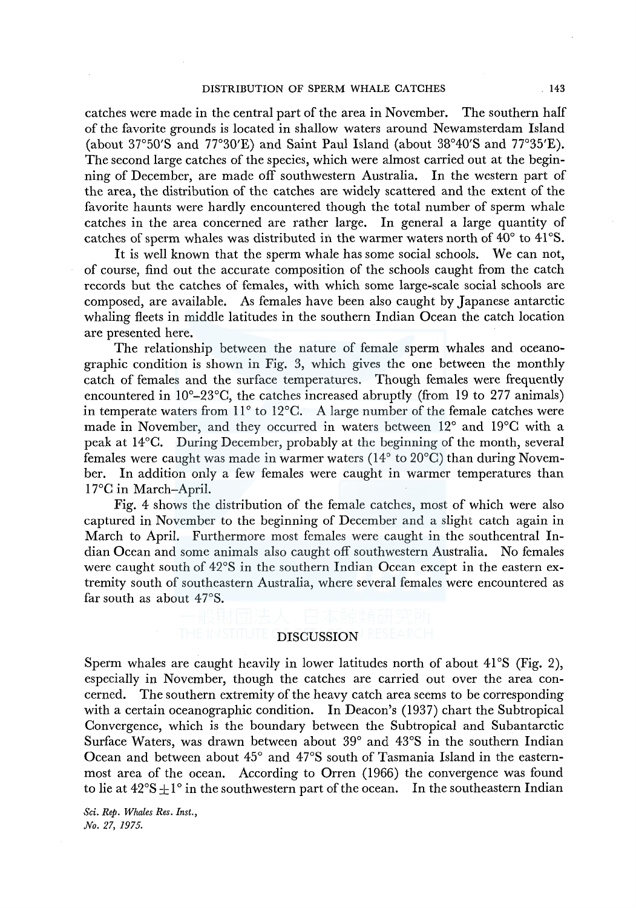catches were made in the central part of the area in November. The southern half of the favorite grounds is located in shallow waters around Newamsterdam Island (about 37°50′S and 77°30′E) and Saint Paul Island (about 38°40′S and 77°35′E). The second large catches of the species, which were almost carried out at the beginning of December, are made off southwestern Australia. In the western part of the area, the distribution of the catches are widely scattered and the extent of the favorite haunts were hardly encountered though the total number of sperm whale catches in the area concerned are rather large. In general a large quantity of catches of sperm whales was distributed in the warmer waters north of 40° to 41°S.

It is well known that the sperm whale has some social schools. We can not, of course, find out the accurate composition of the schools caught from the catch records but the catches of females, with which some large-scale social schools are composed, are available. As females have been also caught by Japanese antarctic whaling fleets in middle latitudes in the southern Indian Ocean the catch location are presented here.

The relationship between the nature of female sperm whales and oceanographic condition is shown in Fig. 3, which gives the one between the monthly catch of females and the surface temperatures. Though females were frequently encountered in 10°–23°C, the catches increased abruptly (from 19 to 277 animals) in temperate waters from 11° to 12°C. A large number of the female catches were made in November, and they occurred in waters between 12° and 19°C with a peak at 14°C. During December, probably at the beginning of the month, several females were caught was made in warmer waters (14° to 20°C) than during November. In addition only a few females were caught in warmer temperatures than 17°C in March–April.

Fig. 4 shows the distribution of the female catches, most of which were also captured in November to the beginning of December and a slight catch again in March to April. Furthermore most females were caught in the southcentral Indian Ocean and some animals also caught off southwestern Australia. No females were caught south of 42°S in the southern Indian Ocean except in the eastern extremity south of southeastern Australia, where several females were encountered as far south as about 47°S.

## DISCUSSION

Sperm whales are caught heavily in lower latitudes north of about 41°S (Fig. 2), especially in November, though the catches are carried out over the area concerned. The southern extremity of the heavy catch area seems to be corresponding with a certain oceanographic condition. In Deacon's (1937) chart the Subtropical Convergence, which is the boundary between the Subtropical and Subantarctic Surface Waters, was drawn between about 39° and 43°S in the southern Indian Ocean and between about 45° and 47°S south of Tasmania Island in the easternmost area of the ocean. According to Orren (1966) the convergence was found to lie at $42°S \pm 1°$ in the southwestern part of the ocean. In the southeastern Indian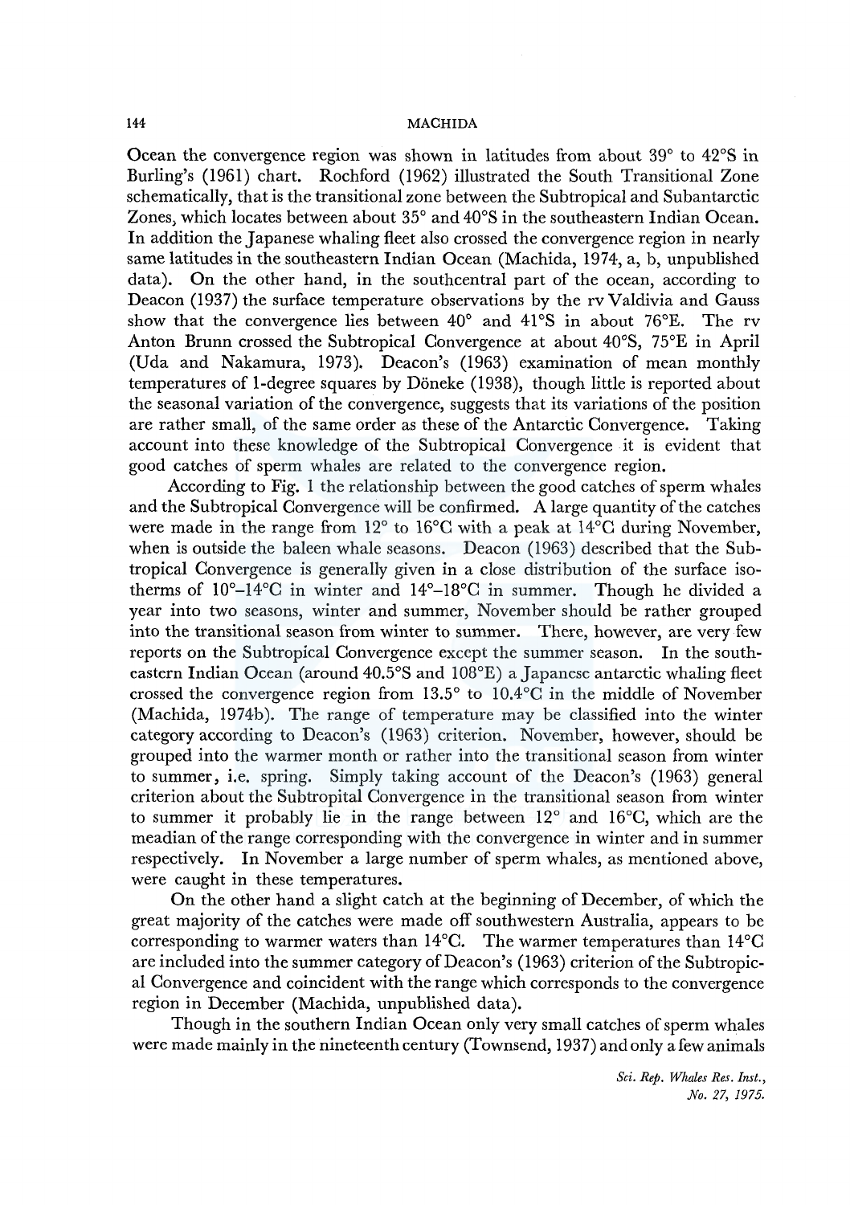Ocean the convergence region was shown in latitudes from about 39° to 42°S in Burling's (1961) chart. Rochford (1962) illustrated the South Transitional Zone schematically, that is the transitional zone between the Subtropical and Subantarctic Zones, which locates between about 35° and 40°S in the southeastern Indian Ocean. In addition the Japanese whaling fleet also crossed the convergence region in nearly same latitudes in the southeastern Indian Ocean (Machida, 1974, a, b, unpublished data). On the other hand, in the southcentral part of the ocean, according to Deacon (1937) the surface temperature observations by the rv Valdivia and Gauss show that the convergence lies between 40° and 41°S in about 76°E. The rv Anton Brunn crossed the Subtropical Convergence at about 40°S, 75°E in April (Uda and Nakamura, 1973). Deacon's (1963) examination of mean monthly temperatures of 1-degree squares by Döneke (1938), though little is reported about the seasonal variation of the convergence, suggests that its variations of the position are rather small, of the same order as these of the Antarctic Convergence. Taking account into these knowledge of the Subtropical Convergence it is evident that good catches of sperm whales are related to the convergence region.

According to Fig. 1 the relationship between the good catches of sperm whales and the Subtropical Convergence will be confirmed. A large quantity of the catches were made in the range from 12° to 16°C with a peak at 14°C during November, when is outside the baleen whale seasons. Deacon (1963) described that the Subtropical Convergence is generally given in a close distribution of the surface isotherms of 10°–14°C in winter and 14°–18°C in summer. Though he divided a year into two seasons, winter and summer, November should be rather grouped into the transitional season from winter to summer. There, however, are very few reports on the Subtropical Convergence except the summer season. In the southeastern Indian Ocean (around 40.5°S and 108°E) a Japanese antarctic whaling fleet crossed the convergence region from 13.5° to 10.4°C in the middle of November (Machida, 1974b). The range of temperature may be classified into the winter category according to Deacon's (1963) criterion. November, however, should be grouped into the warmer month or rather into the transitional season from winter to summer, i.e. spring. Simply taking account of the Deacon's (1963) general criterion about the Subtropital Convergence in the transitional season from winter to summer it probably lie in the range between 12° and 16°C, which are the meadian of the range corresponding with the convergence in winter and in summer respectively. In November a large number of sperm whales, as mentioned above, were caught in these temperatures.

On the other hand a slight catch at the beginning of December, of which the great majority of the catches were made off southwestern Australia, appears to be corresponding to warmer waters than 14°C. The warmer temperatures than 14°C are included into the summer category of Deacon's (1963) criterion of the Subtropical Convergence and coincident with the range which corresponds to the convergence region in December (Machida, unpublished data).

Though in the southern Indian Ocean only very small catches of sperm whales were made mainly in the nineteenth century (Townsend, 1937) and only a few animals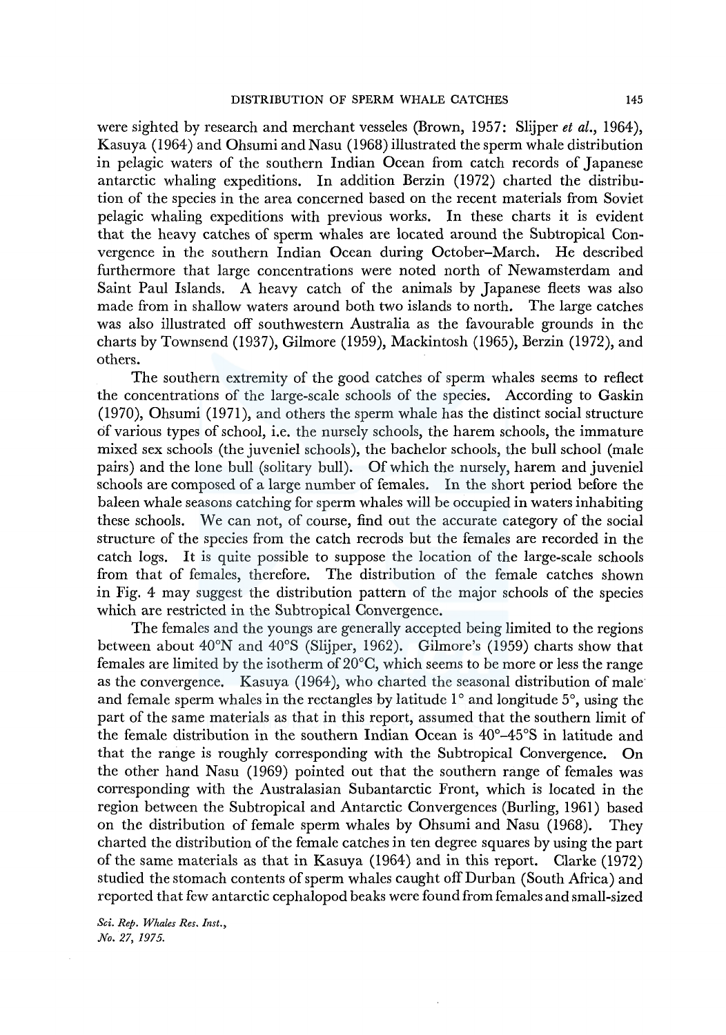were sighted by research and merchant vesseles (Brown, 1957: Slijper *et al.*, 1964), Kasuya (1964) and Ohsumi and Nasu (1968) illustrated the sperm whale distribution in pelagic waters of the southern Indian Ocean from catch records of Japanese antarctic whaling expeditions. In addition Berzin (1972) charted the distribution of the species in the area concerned based on the recent materials from Soviet pelagic whaling expeditions with previous works. In these charts it is evident that the heavy catches of sperm whales are located around the Subtropical Convergence in the southern Indian Ocean during October–March. He described furthermore that large concentrations were noted north of Newamsterdam and Saint Paul Islands. A heavy catch of the animals by Japanese fleets was also made from in shallow waters around both two islands to north. The large catches was also illustrated off southwestern Australia as the favourable grounds in the charts by Townsend (1937), Gilmore (1959), Mackintosh (1965), Berzin (1972), and others.

The southern extremity of the good catches of sperm whales seems to reflect the concentrations of the large-scale schools of the species. According to Gaskin (1970), Ohsumi (1971), and others the sperm whale has the distinct social structure of various types of school, i.e. the nursely schools, the harem schools, the immature mixed sex schools (the juveniel schools), the bachelor schools, the bull school (male pairs) and the lone bull (solitary bull). Of which the nursely, harem and juveniel schools are composed of a large number of females. In the short period before the baleen whale seasons catching for sperm whales will be occupied in waters inhabiting these schools. We can not, of course, find out the accurate category of the social structure of the species from the catch recrods but the females are recorded in the catch logs. It is quite possible to suppose the location of the large-scale schools from that of females, therefore. The distribution of the female catches shown in Fig. 4 may suggest the distribution pattern of the major schools of the species which are restricted in the Subtropical Convergence.

The females and the youngs are generally accepted being limited to the regions between about 40°N and 40°S (Slijper, 1962). Gilmore's (1959) charts show that females are limited by the isotherm of 20°C, which seems to be more or less the range as the convergence. Kasuya (1964), who charted the seasonal distribution of male and female sperm whales in the rectangles by latitude 1° and longitude 5°, using the part of the same materials as that in this report, assumed that the southern limit of the female distribution in the southern Indian Ocean is 40°–45°S in latitude and that the range is roughly corresponding with the Subtropical Convergence. On the other hand Nasu (1969) pointed out that the southern range of females was corresponding with the Australasian Subantarctic Front, which is located in the region between the Subtropical and Antarctic Convergences (Burling, 1961) based on the distribution of female sperm whales by Ohsumi and Nasu (1968). They charted the distribution of the female catches in ten degree squares by using the part of the same materials as that in Kasuya (1964) and in this report. Clarke (1972) studied the stomach contents of sperm whales caught off Durban (South Africa) and reported that few antarctic cephalopod beaks were found from females and small-sized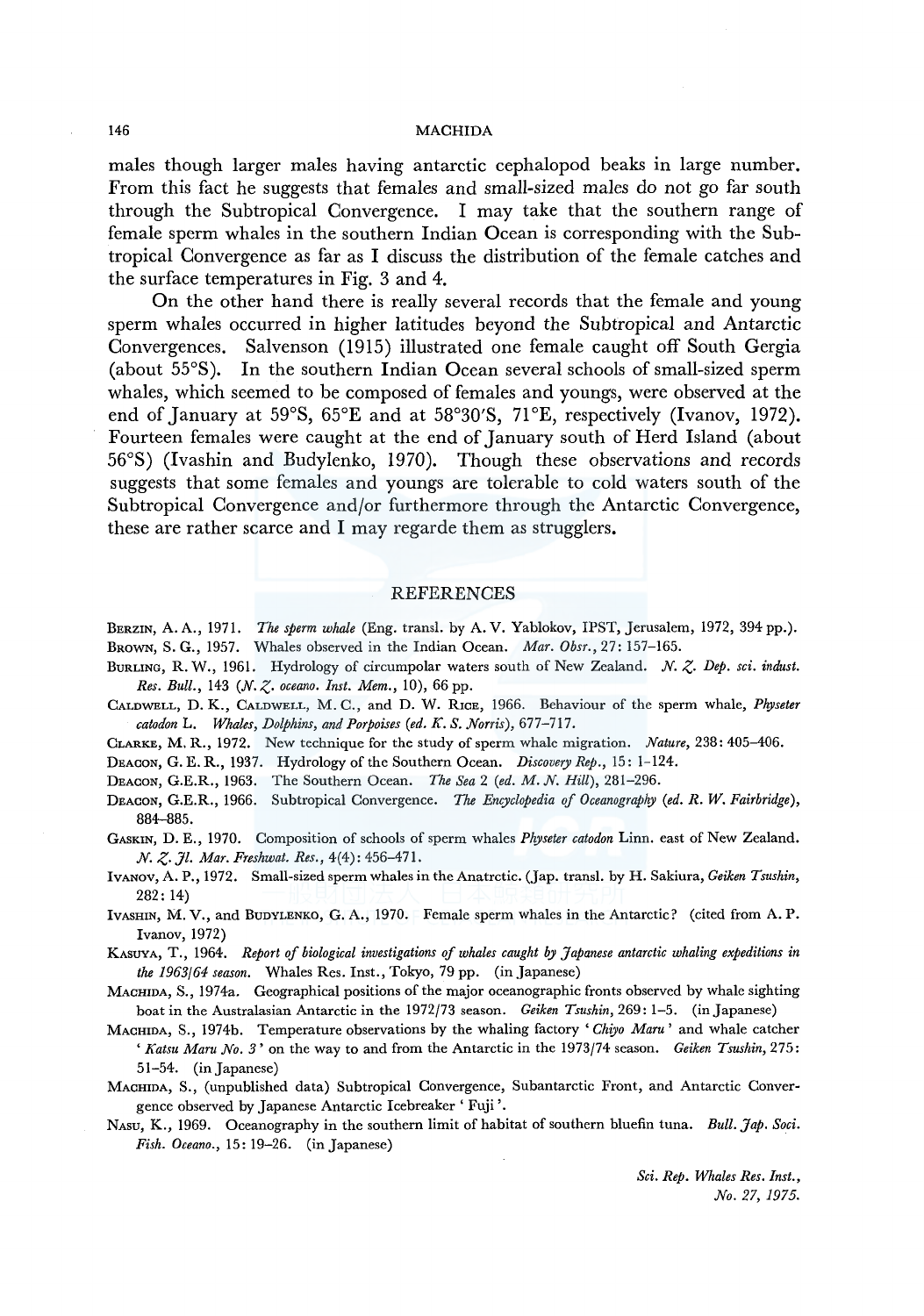males though larger males having antarctic cephalopod beaks in large number. From this fact he suggests that females and small-sized males do not go far south through the Subtropical Convergence. I may take that the southern range of female sperm whales in the southern Indian Ocean is corresponding with the Subtropical Convergence as far as I discuss the distribution of the female catches and the surface temperatures in Fig. 3 and 4.

On the other hand there is really several records that the female and young sperm whales occurred in higher latitudes beyond the Subtropical and Antarctic Convergences. Salvenson (1915) illustrated one female caught off South Gergia (about 55°S). In the southern Indian Ocean several schools of small-sized sperm whales, which seemed to be composed of females and youngs, were observed at the end of January at 59°S, 65°E and at 58°30'S, 71°E, respectively (Ivanov, 1972). Fourteen females were caught at the end of January south of Herd Island (about 56°S) (Ivashin and Budylenko, 1970). Though these observations and records suggests that some females and youngs are tolerable to cold waters south of the Subtropical Convergence and/or furthermore through the Antarctic Convergence, these are rather scarce and I may regarde them as strugglers.

## REFERENCES

Berzin, A. A., 1971. *The sperm whale* (Eng. transl. by A. V. Yablokov, IPST, Jerusalem, 1972, 394 pp.).

Brown, S. G., 1957. Whales observed in the Indian Ocean. *Mar. Obsr.*, 27: 157–165.

Burling, R. W., 1961. Hydrology of circumpolar waters south of New Zealand. *N. Z. Dep. sci. indust. Res. Bull.*, 143 (*N. Z. oceano. Inst. Mem.*, 10), 66 pp.

Caldwell, D. K., Caldwell, M. C., and D. W. Rice, 1966. Behaviour of the sperm whale, *Physeter catodon* L. *Whales, Dolphins, and Porpoises (ed. K. S. Norris)*, 677–717.

Clarke, M. R., 1972. New technique for the study of sperm whale migration. *Nature*, 238: 405–406.

Deacon, G. E. R., 1937. Hydrology of the Southern Ocean. *Discovery Rep.*, 15: 1–124.

Deacon, G.E.R., 1963. The Southern Ocean. *The Sea* 2 (*ed. M. N. Hill*), 281–296.

Deacon, G.E.R., 1966. Subtropical Convergence. *The Encyclopedia of Oceanography (ed. R. W. Fairbridge)*, 884–885.

Gaskin, D. E., 1970. Composition of schools of sperm whales *Physeter catodon* Linn. east of New Zealand. *N. Z. Jl. Mar. Freshwat. Res.*, 4(4): 456–471.

Ivanov, A. P., 1972. Small-sized sperm whales in the Anatrctic. (Jap. transl. by H. Sakiura, *Geiken Tsushin*, 282: 14)

Ivashin, M. V., and Budylenko, G. A., 1970. Female sperm whales in the Antarctic? (cited from A. P. Ivanov, 1972)

Kasuya, T., 1964. *Report of biological investigations of whales caught by Japanese antarctic whaling expeditions in the 1963/64 season.* Whales Res. Inst., Tokyo, 79 pp. (in Japanese)

Machida, S., 1974a. Geographical positions of the major oceanographic fronts observed by whale sighting boat in the Australasian Antarctic in the 1972/73 season. *Geiken Tsushin*, 269: 1–5. (in Japanese)

Machida, S., 1974b. Temperature observations by the whaling factory '*Chiyo Maru*' and whale catcher '*Katsu Maru No. 3*' on the way to and from the Antarctic in the 1973/74 season. *Geiken Tsushin*, 275: 51–54. (in Japanese)

Machida, S., (unpublished data) Subtropical Convergence, Subantarctic Front, and Antarctic Convergence observed by Japanese Antarctic Icebreaker 'Fuji'.

Nasu, K., 1969. Oceanography in the southern limit of habitat of southern bluefin tuna. *Bull. Jap. Soci. Fish. Oceano.*, 15: 19–26. (in Japanese)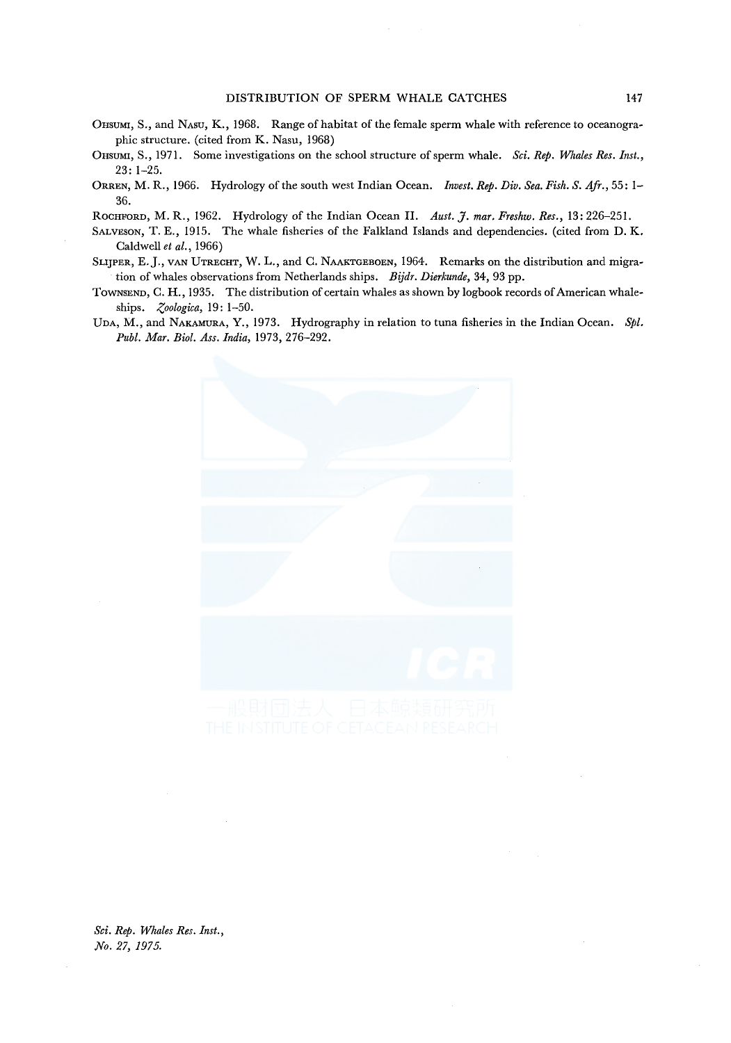Ohsumi, S., and Nasu, K., 1968. Range of habitat of the female sperm whale with reference to oceanographic structure. (cited from K. Nasu, 1968)

Ohsumi, S., 1971. Some investigations on the school structure of sperm whale. *Sci. Rep. Whales Res. Inst.*, 23: 1–25.

Orren, M. R., 1966. Hydrology of the south west Indian Ocean. *Invest. Rep. Div. Sea. Fish. S. Afr.*, 55: 1–36.

Rochford, M. R., 1962. Hydrology of the Indian Ocean II. *Aust. J. mar. Freshw. Res.*, 13: 226–251.

Salveson, T. E., 1915. The whale fisheries of the Falkland Islands and dependencies. (cited from D. K. Caldwell *et al.*, 1966)

Slijper, E. J., van Utrecht, W. L., and C. Naaktgeboen, 1964. Remarks on the distribution and migration of whales observations from Netherlands ships. *Bijdr. Dierkunde*, 34, 93 pp.

Townsend, C. H., 1935. The distribution of certain whales as shown by logbook records of American whaleships. *Zoologica*, 19: 1–50.

Uda, M., and Nakamura, Y., 1973. Hydrography in relation to tuna fisheries in the Indian Ocean. *Spl. Publ. Mar. Biol. Ass. India*, 1973, 276–292.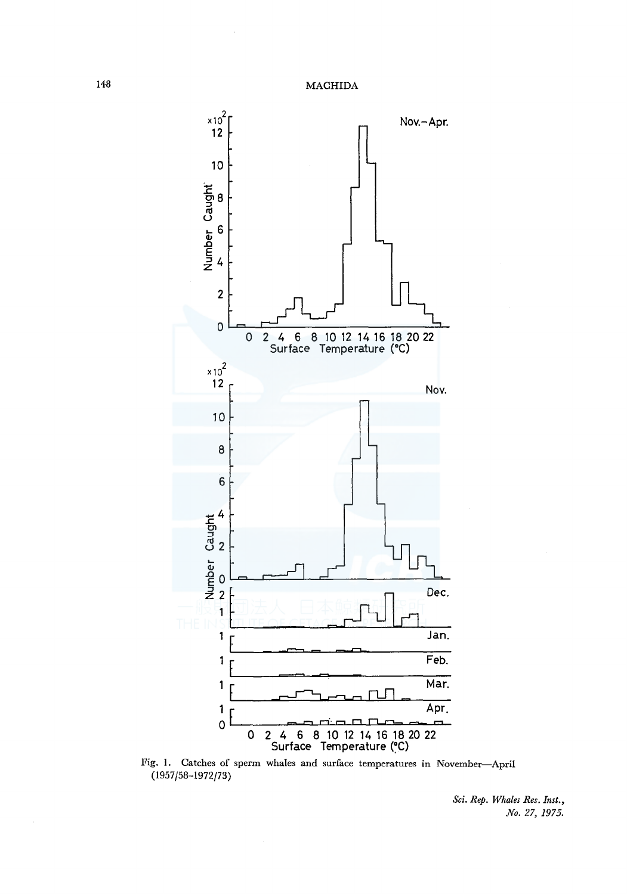Fig. 1. Catches of sperm whales and surface temperatures in November—April (1957/58–1972/73)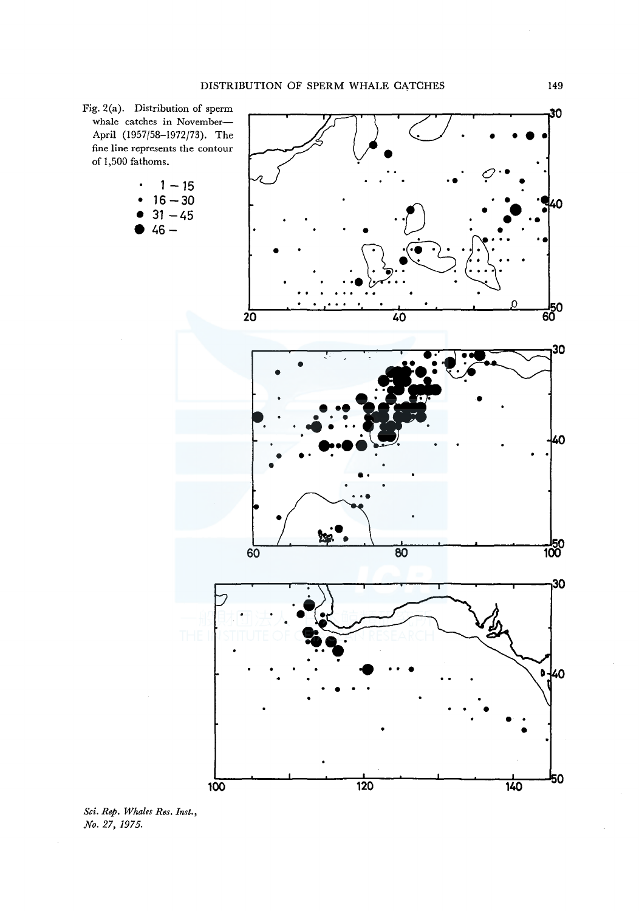Fig. 2(a). Distribution of sperm whale catches in November–April (1957/58–1972/73). The fine line represents the contour of 1,500 fathoms.

- 1 – 15
- 16 – 30
- 31 – 45
- 46 –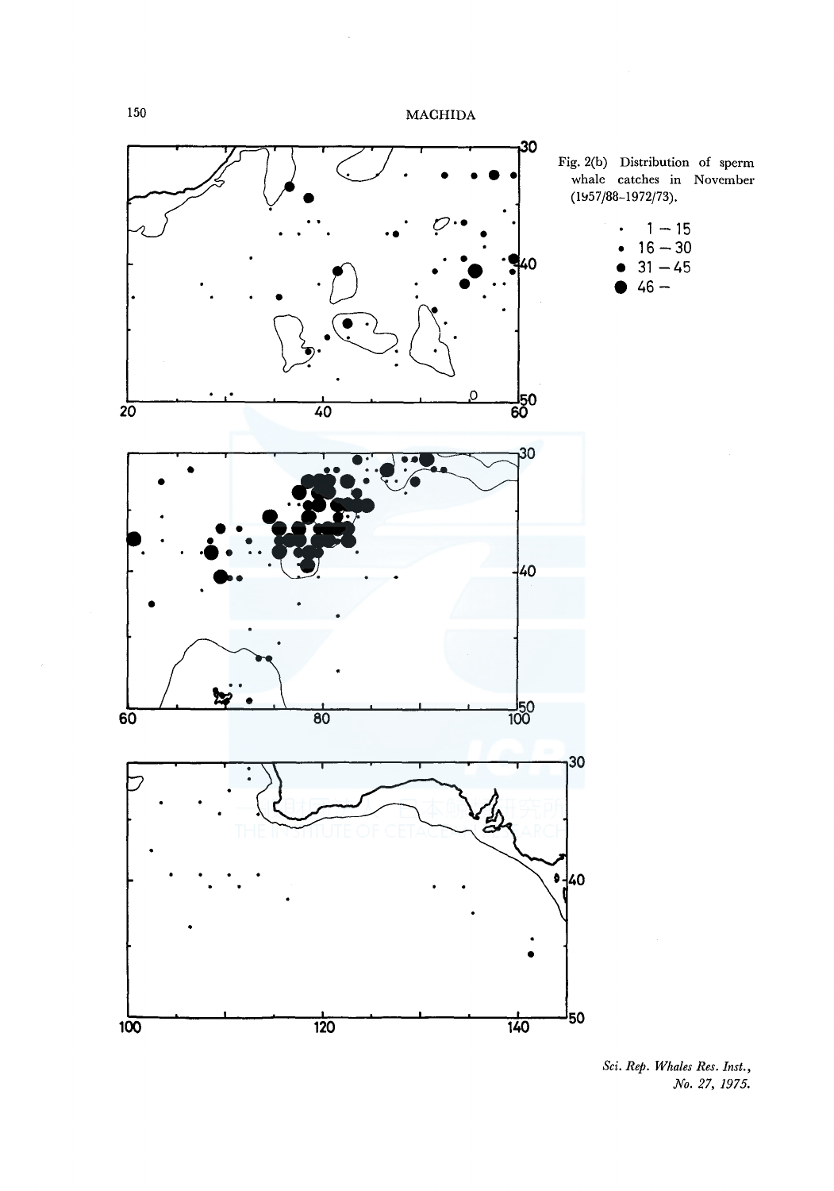Fig. 2(b) Distribution of sperm whale catches in November (1957/88–1972/73).

- 1 – 15
- 16 – 30
- 31 – 45
- 46 –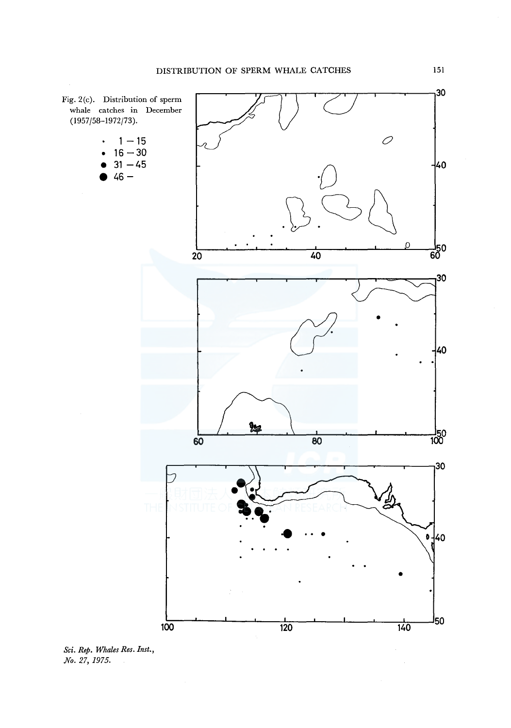Fig. 2(c). Distribution of sperm whale catches in December (1957/58–1972/73).

- 1 – 15
- 16 – 30
- 31 – 45
- 46 –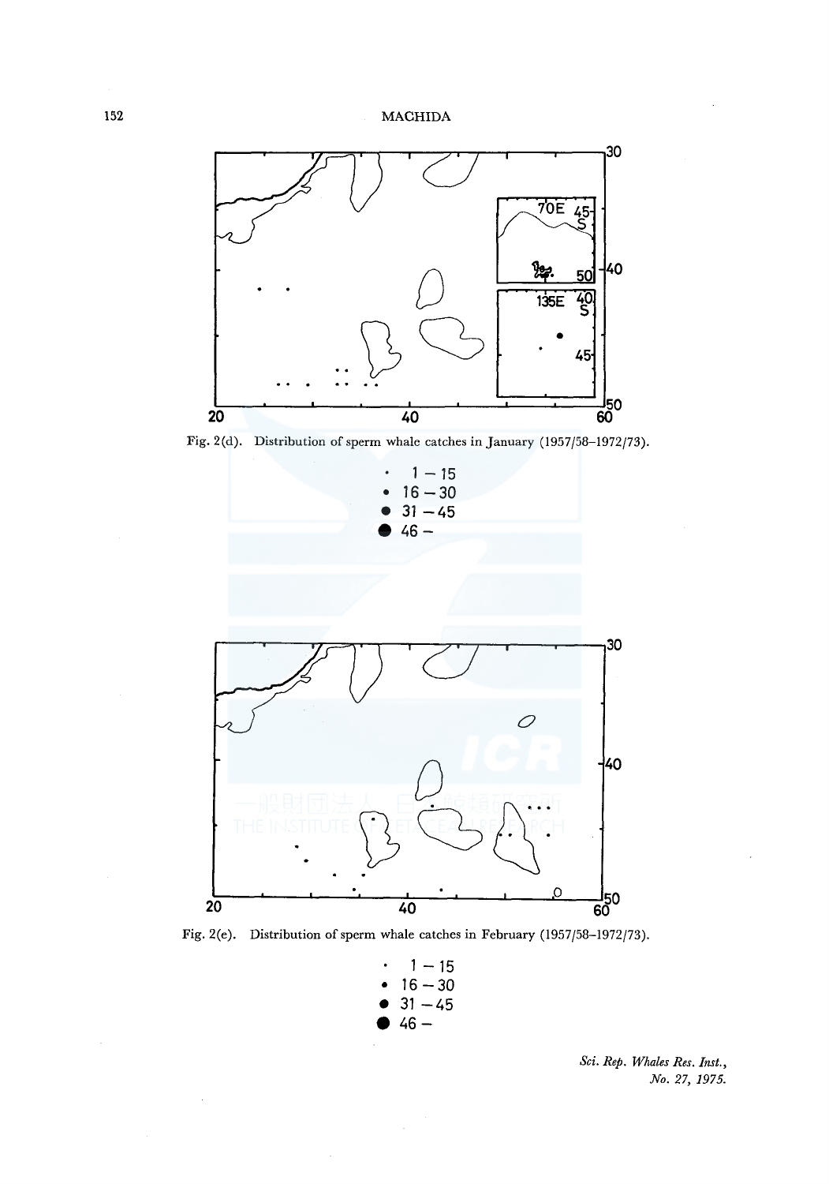Fig. 2(d). Distribution of sperm whale catches in January (1957/58–1972/73).

- · 1 – 15
- • 16 – 30
- ● 31 – 45
- ⬤ 46 –

Fig. 2(e). Distribution of sperm whale catches in February (1957/58–1972/73).

- · 1 – 15
- • 16 – 30
- ● 31 – 45
- ⬤ 46 –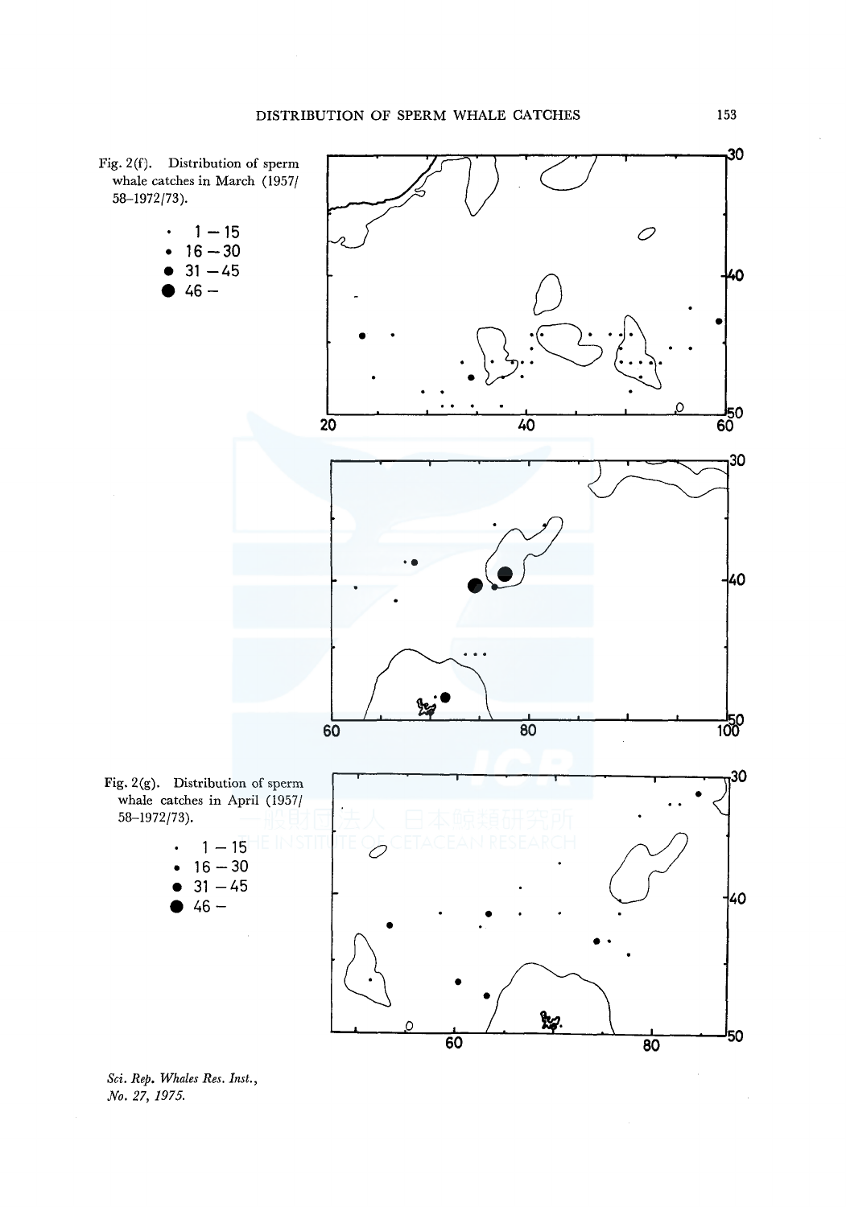Fig. 2(f). Distribution of sperm whale catches in March (1957/58–1972/73).

- 1 – 15
- 16 – 30
- 31 – 45
- 46 –

Fig. 2(g). Distribution of sperm whale catches in April (1957/58–1972/73).

- 1 – 15
- 16 – 30
- 31 – 45
- 46 –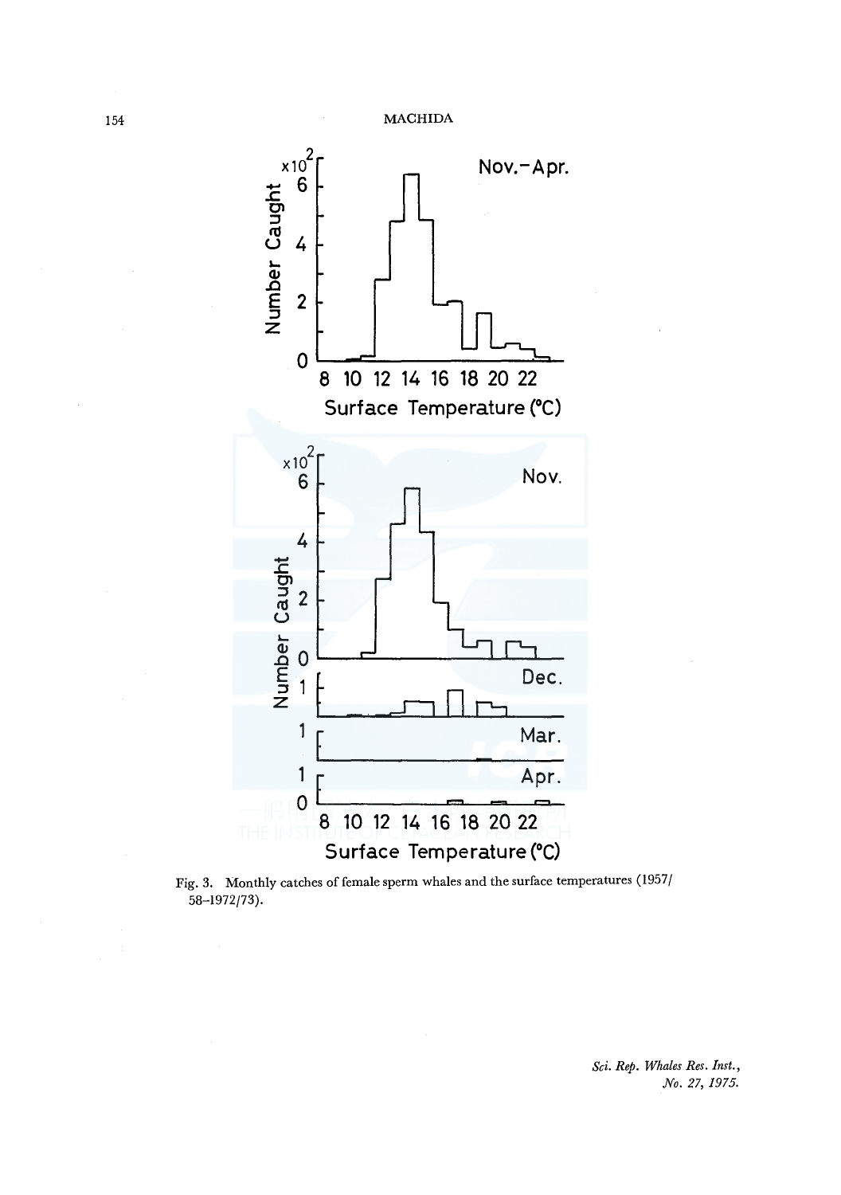Fig. 3. Monthly catches of female sperm whales and the surface temperatures (1957/58–1972/73).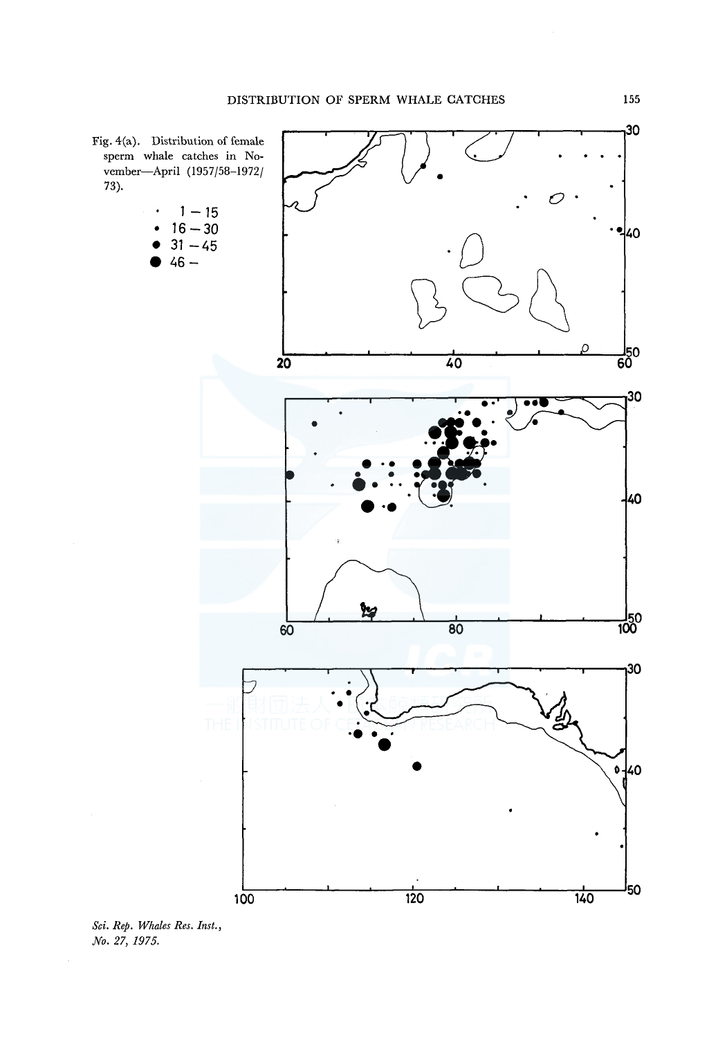Fig. 4(a). Distribution of female sperm whale catches in November—April (1957/58–1972/73).

- 1 – 15
- 16 – 30
- 31 – 45
- 46 –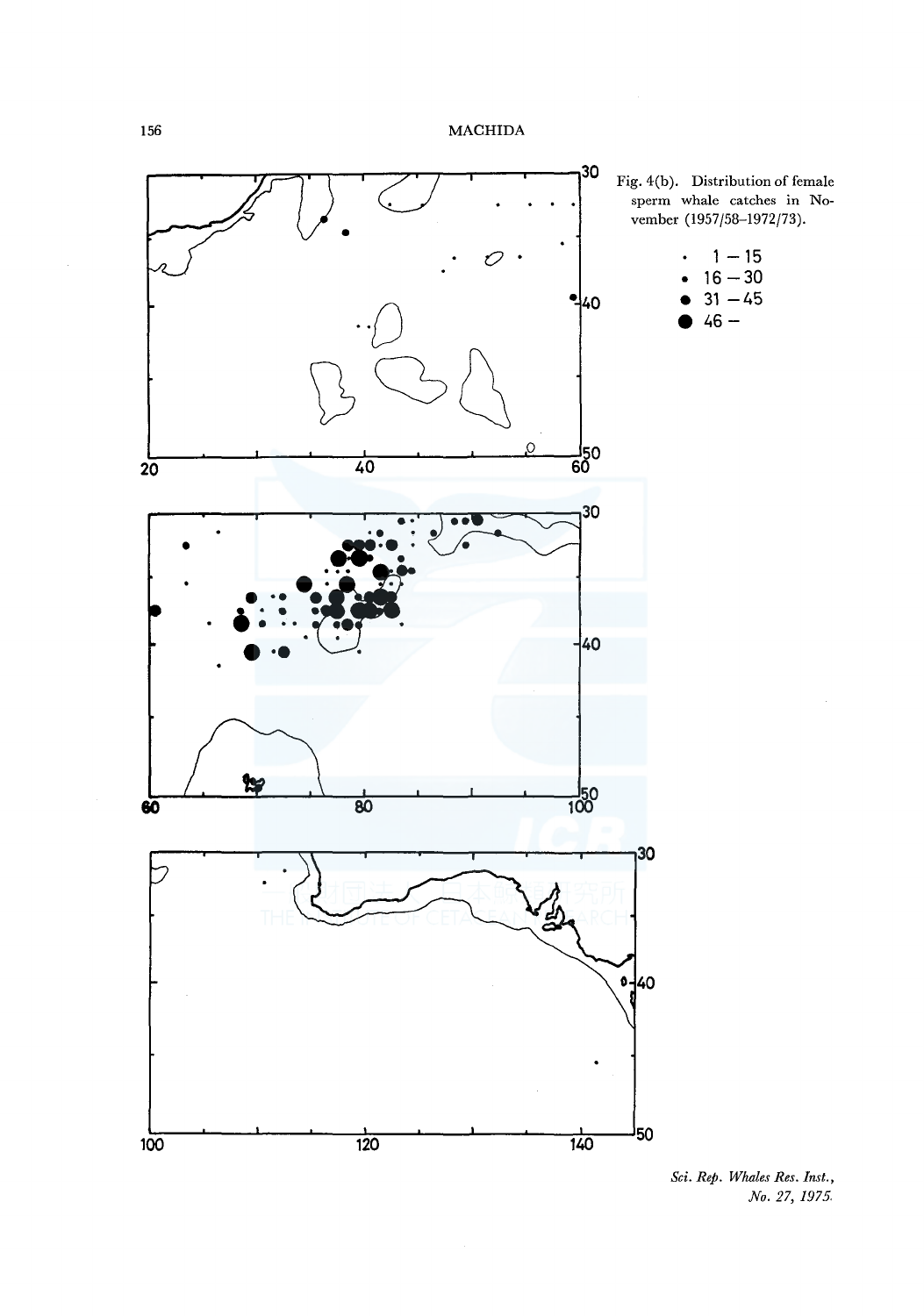Fig. 4(b). Distribution of female sperm whale catches in November (1957/58–1972/73).

- 1 – 15
- 16 – 30
- 31 – 45
- 46 –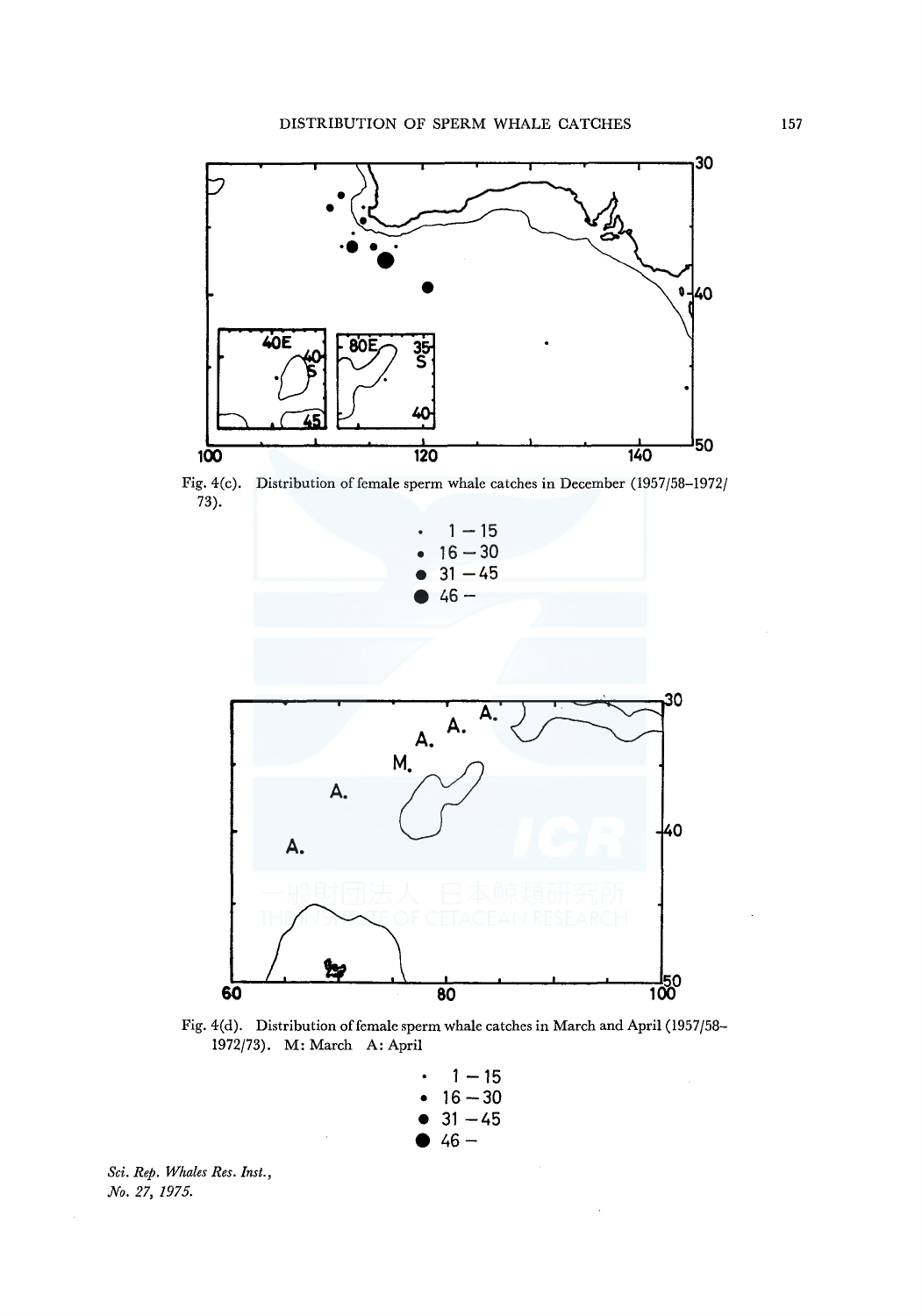30

40

50

100

120

140

40E

40 S

45

80E

35 S

40

Fig. 4(c). Distribution of female sperm whale catches in December (1957/58–1972/73).

· 1 – 15
• 16 – 30
● 31 – 45
⬤ 46 –

A. A. A. M. A. A.

30

40

50

60

80

100

Fig. 4(d). Distribution of female sperm whale catches in March and April (1957/58–1972/73). M: March A: April

· 1 – 15
• 16 – 30
● 31 – 45
⬤ 46 –